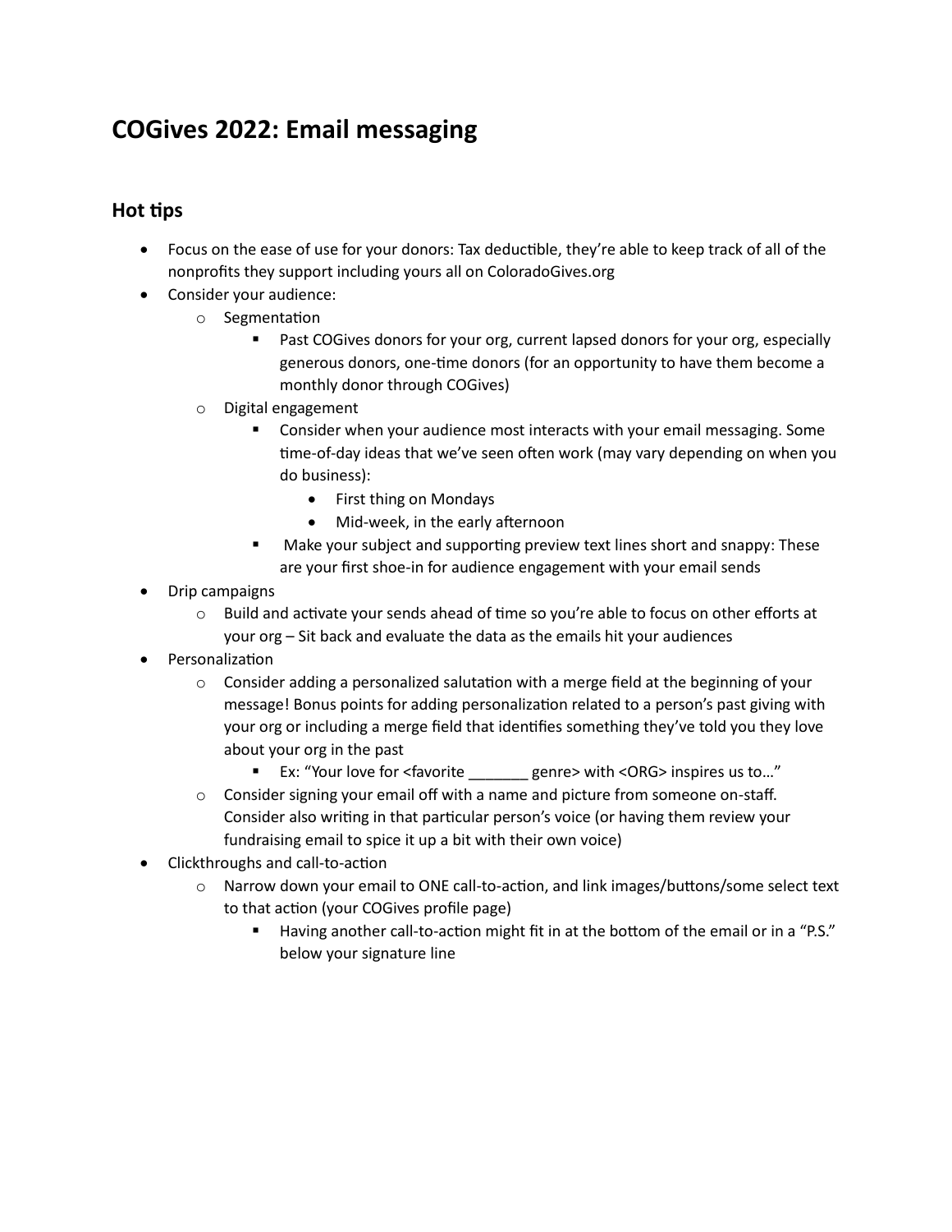# COGives 2022: Email messaging

## Hot tips

- Focus on the ease of use for your donors: Tax deductible, they're able to keep track of all of the nonprofits they support including yours all on ColoradoGives.org
- Consider your audience:
  - Segmentation
    - Past COGives donors for your org, current lapsed donors for your org, especially generous donors, one-time donors (for an opportunity to have them become a monthly donor through COGives)
  - Digital engagement
    - Consider when your audience most interacts with your email messaging. Some time-of-day ideas that we've seen often work (may vary depending on when you do business):
      - First thing on Mondays
      - Mid-week, in the early afternoon
    - Make your subject and supporting preview text lines short and snappy: These are your first shoe-in for audience engagement with your email sends
- Drip campaigns
  - Build and activate your sends ahead of time so you're able to focus on other efforts at your org – Sit back and evaluate the data as the emails hit your audiences
- Personalization
  - Consider adding a personalized salutation with a merge field at the beginning of your message! Bonus points for adding personalization related to a person's past giving with your org or including a merge field that identifies something they've told you they love about your org in the past
    - Ex: "Your love for <favorite _______ genre> with <ORG> inspires us to…"
  - Consider signing your email off with a name and picture from someone on-staff. Consider also writing in that particular person's voice (or having them review your fundraising email to spice it up a bit with their own voice)
- Clickthroughs and call-to-action
  - Narrow down your email to ONE call-to-action, and link images/buttons/some select text to that action (your COGives profile page)
    - Having another call-to-action might fit in at the bottom of the email or in a "P.S." below your signature line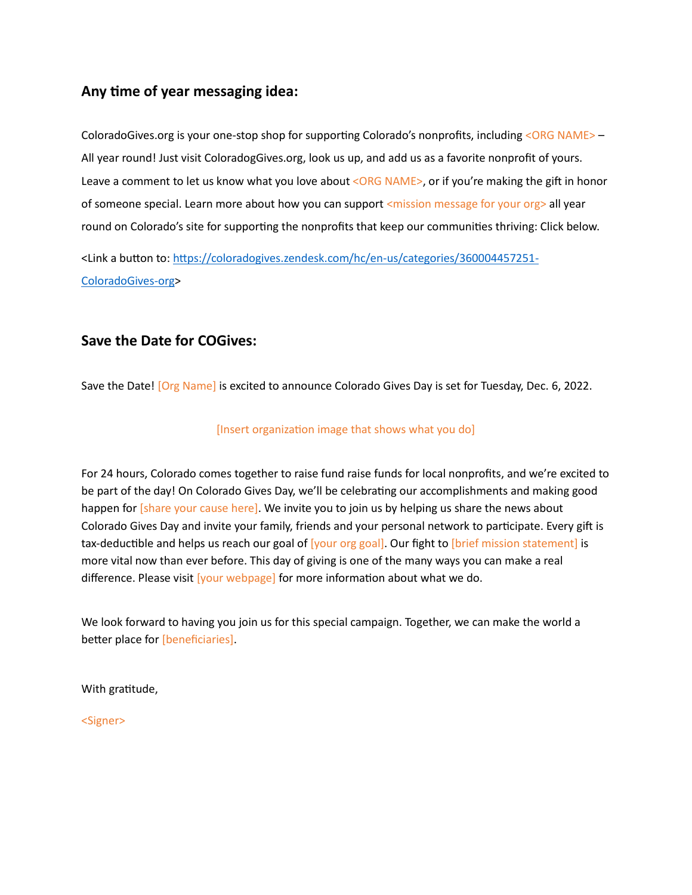## Any time of year messaging idea:

ColoradoGives.org is your one-stop shop for supporting Colorado's nonprofits, including <ORG NAME> – All year round! Just visit ColoradogGives.org, look us up, and add us as a favorite nonprofit of yours. Leave a comment to let us know what you love about <ORG NAME>, or if you're making the gift in honor of someone special. Learn more about how you can support <mission message for your org> all year round on Colorado's site for supporting the nonprofits that keep our communities thriving: Click below.

<Link a button to: [https://coloradogives.zendesk.com/hc/en-us/categories/360004457251-ColoradoGives-org](https://coloradogives.zendesk.com/hc/en-us/categories/360004457251-ColoradoGives-org)>

## Save the Date for COGives:

Save the Date! [Org Name] is excited to announce Colorado Gives Day is set for Tuesday, Dec. 6, 2022.

[Insert organization image that shows what you do]

For 24 hours, Colorado comes together to raise fund raise funds for local nonprofits, and we're excited to be part of the day! On Colorado Gives Day, we'll be celebrating our accomplishments and making good happen for [share your cause here]. We invite you to join us by helping us share the news about Colorado Gives Day and invite your family, friends and your personal network to participate. Every gift is tax-deductible and helps us reach our goal of [your org goal]. Our fight to [brief mission statement] is more vital now than ever before. This day of giving is one of the many ways you can make a real difference. Please visit [your webpage] for more information about what we do.

We look forward to having you join us for this special campaign. Together, we can make the world a better place for [beneficiaries].

With gratitude,

<Signer>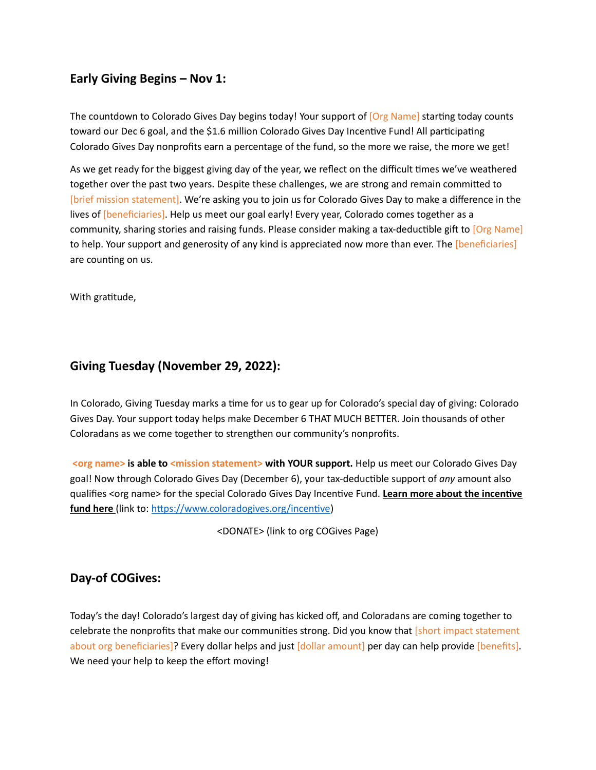### Early Giving Begins – Nov 1:

The countdown to Colorado Gives Day begins today! Your support of [Org Name] starting today counts toward our Dec 6 goal, and the $1.6 million Colorado Gives Day Incentive Fund! All participating Colorado Gives Day nonprofits earn a percentage of the fund, so the more we raise, the more we get!

As we get ready for the biggest giving day of the year, we reflect on the difficult times we've weathered together over the past two years. Despite these challenges, we are strong and remain committed to [brief mission statement]. We're asking you to join us for Colorado Gives Day to make a difference in the lives of [beneficiaries]. Help us meet our goal early! Every year, Colorado comes together as a community, sharing stories and raising funds. Please consider making a tax-deductible gift to [Org Name] to help. Your support and generosity of any kind is appreciated now more than ever. The [beneficiaries] are counting on us.

With gratitude,

### Giving Tuesday (November 29, 2022):

In Colorado, Giving Tuesday marks a time for us to gear up for Colorado's special day of giving: Colorado Gives Day. Your support today helps make December 6 THAT MUCH BETTER. Join thousands of other Coloradans as we come together to strengthen our community's nonprofits.

**<org name> is able to <mission statement> with YOUR support.** Help us meet our Colorado Gives Day goal! Now through Colorado Gives Day (December 6), your tax-deductible support of *any* amount also qualifies <org name> for the special Colorado Gives Day Incentive Fund. **Learn more about the incentive fund here** (link to: https://www.coloradogives.org/incentive)

<DONATE> (link to org COGives Page)

### Day-of COGives:

Today's the day! Colorado's largest day of giving has kicked off, and Coloradans are coming together to celebrate the nonprofits that make our communities strong. Did you know that [short impact statement about org beneficiaries]? Every dollar helps and just [dollar amount] per day can help provide [benefits]. We need your help to keep the effort moving!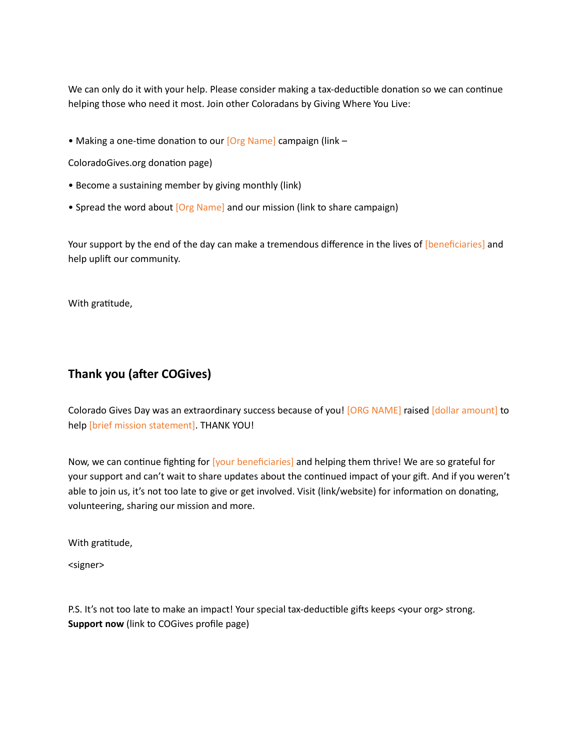We can only do it with your help. Please consider making a tax-deductible donation so we can continue helping those who need it most. Join other Coloradans by Giving Where You Live:

• Making a one-time donation to our [Org Name] campaign (link –

ColoradoGives.org donation page)

• Become a sustaining member by giving monthly (link)

• Spread the word about [Org Name] and our mission (link to share campaign)

Your support by the end of the day can make a tremendous difference in the lives of [beneficiaries] and help uplift our community.

With gratitude,

## Thank you (after COGives)

Colorado Gives Day was an extraordinary success because of you! [ORG NAME] raised [dollar amount] to help [brief mission statement]. THANK YOU!

Now, we can continue fighting for [your beneficiaries] and helping them thrive! We are so grateful for your support and can't wait to share updates about the continued impact of your gift. And if you weren't able to join us, it's not too late to give or get involved. Visit (link/website) for information on donating, volunteering, sharing our mission and more.

With gratitude,

<signer>

P.S. It's not too late to make an impact! Your special tax-deductible gifts keeps <your org> strong. **Support now** (link to COGives profile page)